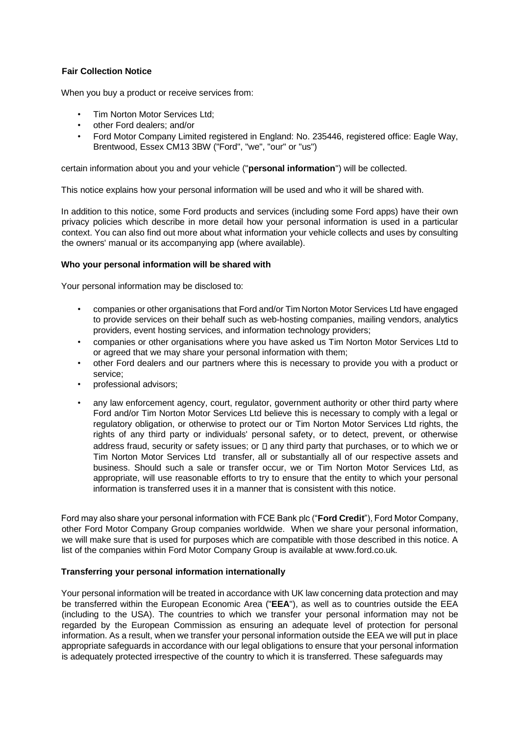**Fair Collection Notice**

When you buy a product or receive services from:

- Tim Norton Motor Services Ltd;
- other Ford dealers; and/or
- Ford Motor Company Limited registered in England: No. 235446, registered office: Eagle Way, Brentwood, Essex CM13 3BW ("Ford", "we", "our" or "us")

certain information about you and your vehicle ("**personal information**") will be collected.

This notice explains how your personal information will be used and who it will be shared with.

In addition to this notice, some Ford products and services (including some Ford apps) have their own privacy policies which describe in more detail how your personal information is used in a particular context. You can also find out more about what information your vehicle collects and uses by consulting the owners' manual or its accompanying app (where available).

**Who your personal information will be shared with**

Your personal information may be disclosed to:

- companies or other organisations that Ford and/or Tim Norton Motor Services Ltd have engaged to provide services on their behalf such as web-hosting companies, mailing vendors, analytics providers, event hosting services, and information technology providers;
- companies or other organisations where you have asked us Tim Norton Motor Services Ltd to or agreed that we may share your personal information with them;
- other Ford dealers and our partners where this is necessary to provide you with a product or service;
- professional advisors;
- any law enforcement agency, court, regulator, government authority or other third party where Ford and/or Tim Norton Motor Services Ltd believe this is necessary to comply with a legal or regulatory obligation, or otherwise to protect our or Tim Norton Motor Services Ltd rights, the rights of any third party or individuals' personal safety, or to detect, prevent, or otherwise address fraud, security or safety issues; or  any third party that purchases, or to which we or Tim Norton Motor Services Ltd transfer, all or substantially all of our respective assets and business. Should such a sale or transfer occur, we or Tim Norton Motor Services Ltd, as appropriate, will use reasonable efforts to try to ensure that the entity to which your personal information is transferred uses it in a manner that is consistent with this notice.

Ford may also share your personal information with FCE Bank plc ("**Ford Credit**"), Ford Motor Company, other Ford Motor Company Group companies worldwide. When we share your personal information, we will make sure that is used for purposes which are compatible with those described in this notice. A list of the companies within Ford Motor Company Group is available at www.ford.co.uk.

**Transferring your personal information internationally**

Your personal information will be treated in accordance with UK law concerning data protection and may be transferred within the European Economic Area ("**EEA**"), as well as to countries outside the EEA (including to the USA). The countries to which we transfer your personal information may not be regarded by the European Commission as ensuring an adequate level of protection for personal information. As a result, when we transfer your personal information outside the EEA we will put in place appropriate safeguards in accordance with our legal obligations to ensure that your personal information is adequately protected irrespective of the country to which it is transferred. These safeguards may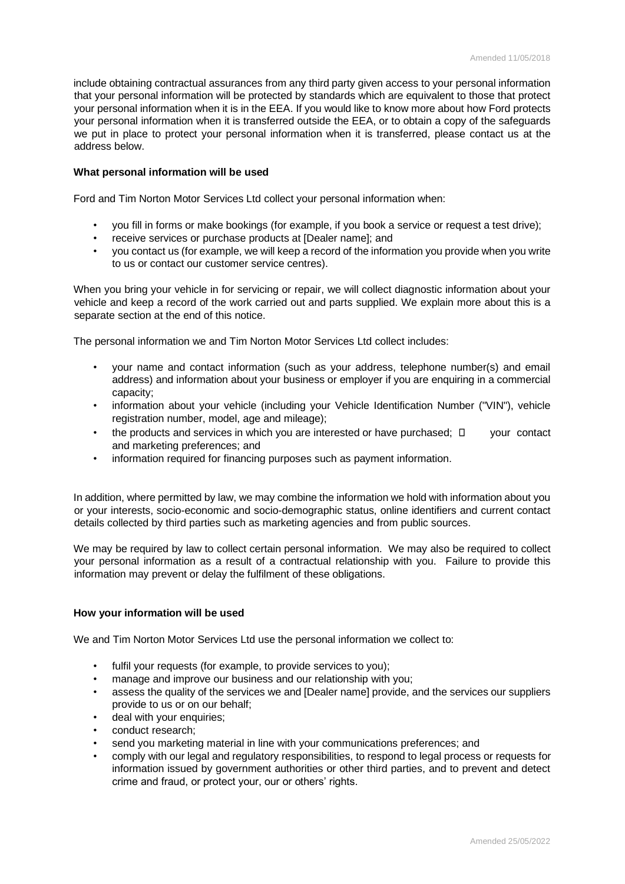include obtaining contractual assurances from any third party given access to your personal information that your personal information will be protected by standards which are equivalent to those that protect your personal information when it is in the EEA. If you would like to know more about how Ford protects your personal information when it is transferred outside the EEA, or to obtain a copy of the safeguards we put in place to protect your personal information when it is transferred, please contact us at the address below.

**What personal information will be used**

Ford and Tim Norton Motor Services Ltd collect your personal information when:

- you fill in forms or make bookings (for example, if you book a service or request a test drive);
- receive services or purchase products at [Dealer name]; and
- you contact us (for example, we will keep a record of the information you provide when you write to us or contact our customer service centres).

When you bring your vehicle in for servicing or repair, we will collect diagnostic information about your vehicle and keep a record of the work carried out and parts supplied. We explain more about this is a separate section at the end of this notice.

The personal information we and Tim Norton Motor Services Ltd collect includes:

- your name and contact information (such as your address, telephone number(s) and email address) and information about your business or employer if you are enquiring in a commercial capacity;
- information about your vehicle (including your Vehicle Identification Number ("VIN"), vehicle registration number, model, age and mileage);
- the products and services in which you are interested or have purchased;  your contact and marketing preferences; and
- information required for financing purposes such as payment information.

In addition, where permitted by law, we may combine the information we hold with information about you or your interests, socio-economic and socio-demographic status, online identifiers and current contact details collected by third parties such as marketing agencies and from public sources.

We may be required by law to collect certain personal information. We may also be required to collect your personal information as a result of a contractual relationship with you. Failure to provide this information may prevent or delay the fulfilment of these obligations.

**How your information will be used**

We and Tim Norton Motor Services Ltd use the personal information we collect to:

- fulfil your requests (for example, to provide services to you);
- manage and improve our business and our relationship with you;
- assess the quality of the services we and [Dealer name] provide, and the services our suppliers provide to us or on our behalf;
- deal with your enquiries;
- conduct research;
- send you marketing material in line with your communications preferences; and
- comply with our legal and regulatory responsibilities, to respond to legal process or requests for information issued by government authorities or other third parties, and to prevent and detect crime and fraud, or protect your, our or others' rights.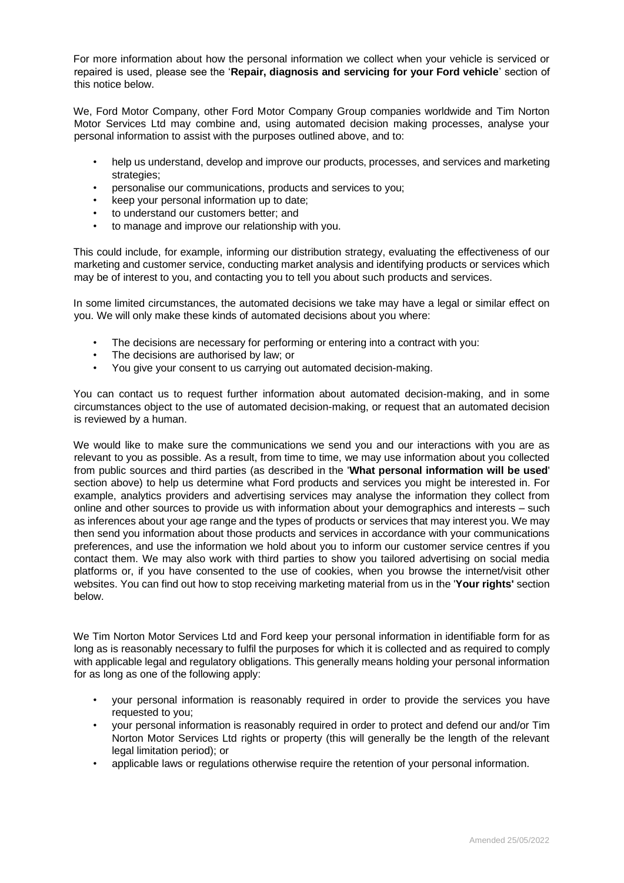For more information about how the personal information we collect when your vehicle is serviced or repaired is used, please see the '**Repair, diagnosis and servicing for your Ford vehicle**' section of this notice below.

We, Ford Motor Company, other Ford Motor Company Group companies worldwide and Tim Norton Motor Services Ltd may combine and, using automated decision making processes, analyse your personal information to assist with the purposes outlined above, and to:

- help us understand, develop and improve our products, processes, and services and marketing strategies;
- personalise our communications, products and services to you;
- keep your personal information up to date;
- to understand our customers better; and
- to manage and improve our relationship with you.

This could include, for example, informing our distribution strategy, evaluating the effectiveness of our marketing and customer service, conducting market analysis and identifying products or services which may be of interest to you, and contacting you to tell you about such products and services.

In some limited circumstances, the automated decisions we take may have a legal or similar effect on you. We will only make these kinds of automated decisions about you where:

- The decisions are necessary for performing or entering into a contract with you:
- The decisions are authorised by law; or
- You give your consent to us carrying out automated decision-making.

You can contact us to request further information about automated decision-making, and in some circumstances object to the use of automated decision-making, or request that an automated decision is reviewed by a human.

We would like to make sure the communications we send you and our interactions with you are as relevant to you as possible. As a result, from time to time, we may use information about you collected from public sources and third parties (as described in the '**What personal information will be used**' section above) to help us determine what Ford products and services you might be interested in. For example, analytics providers and advertising services may analyse the information they collect from online and other sources to provide us with information about your demographics and interests – such as inferences about your age range and the types of products or services that may interest you. We may then send you information about those products and services in accordance with your communications preferences, and use the information we hold about you to inform our customer service centres if you contact them. We may also work with third parties to show you tailored advertising on social media platforms or, if you have consented to the use of cookies, when you browse the internet/visit other websites. You can find out how to stop receiving marketing material from us in the '**Your rights'** section below.

We Tim Norton Motor Services Ltd and Ford keep your personal information in identifiable form for as long as is reasonably necessary to fulfil the purposes for which it is collected and as required to comply with applicable legal and regulatory obligations. This generally means holding your personal information for as long as one of the following apply:

- your personal information is reasonably required in order to provide the services you have requested to you;
- your personal information is reasonably required in order to protect and defend our and/or Tim Norton Motor Services Ltd rights or property (this will generally be the length of the relevant legal limitation period); or
- applicable laws or regulations otherwise require the retention of your personal information.

Amended 25/05/2022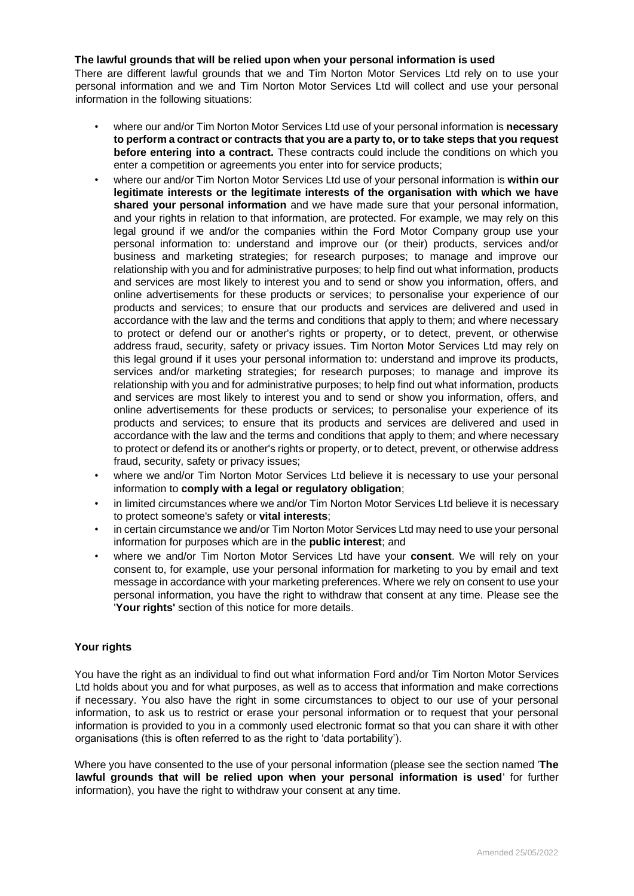**The lawful grounds that will be relied upon when your personal information is used**

There are different lawful grounds that we and Tim Norton Motor Services Ltd rely on to use your personal information and we and Tim Norton Motor Services Ltd will collect and use your personal information in the following situations:

- where our and/or Tim Norton Motor Services Ltd use of your personal information is **necessary to perform a contract or contracts that you are a party to, or to take steps that you request before entering into a contract.** These contracts could include the conditions on which you enter a competition or agreements you enter into for service products;
- where our and/or Tim Norton Motor Services Ltd use of your personal information is **within our legitimate interests or the legitimate interests of the organisation with which we have shared your personal information** and we have made sure that your personal information, and your rights in relation to that information, are protected. For example, we may rely on this legal ground if we and/or the companies within the Ford Motor Company group use your personal information to: understand and improve our (or their) products, services and/or business and marketing strategies; for research purposes; to manage and improve our relationship with you and for administrative purposes; to help find out what information, products and services are most likely to interest you and to send or show you information, offers, and online advertisements for these products or services; to personalise your experience of our products and services; to ensure that our products and services are delivered and used in accordance with the law and the terms and conditions that apply to them; and where necessary to protect or defend our or another's rights or property, or to detect, prevent, or otherwise address fraud, security, safety or privacy issues. Tim Norton Motor Services Ltd may rely on this legal ground if it uses your personal information to: understand and improve its products, services and/or marketing strategies; for research purposes; to manage and improve its relationship with you and for administrative purposes; to help find out what information, products and services are most likely to interest you and to send or show you information, offers, and online advertisements for these products or services; to personalise your experience of its products and services; to ensure that its products and services are delivered and used in accordance with the law and the terms and conditions that apply to them; and where necessary to protect or defend its or another's rights or property, or to detect, prevent, or otherwise address fraud, security, safety or privacy issues;
- where we and/or Tim Norton Motor Services Ltd believe it is necessary to use your personal information to **comply with a legal or regulatory obligation**;
- in limited circumstances where we and/or Tim Norton Motor Services Ltd believe it is necessary to protect someone's safety or **vital interests**;
- in certain circumstance we and/or Tim Norton Motor Services Ltd may need to use your personal information for purposes which are in the **public interest**; and
- where we and/or Tim Norton Motor Services Ltd have your **consent**. We will rely on your consent to, for example, use your personal information for marketing to you by email and text message in accordance with your marketing preferences. Where we rely on consent to use your personal information, you have the right to withdraw that consent at any time. Please see the '**Your rights'** section of this notice for more details.

**Your rights**

You have the right as an individual to find out what information Ford and/or Tim Norton Motor Services Ltd holds about you and for what purposes, as well as to access that information and make corrections if necessary. You also have the right in some circumstances to object to our use of your personal information, to ask us to restrict or erase your personal information or to request that your personal information is provided to you in a commonly used electronic format so that you can share it with other organisations (this is often referred to as the right to 'data portability').

Where you have consented to the use of your personal information (please see the section named '**The lawful grounds that will be relied upon when your personal information is used**' for further information), you have the right to withdraw your consent at any time.

Amended 25/05/2022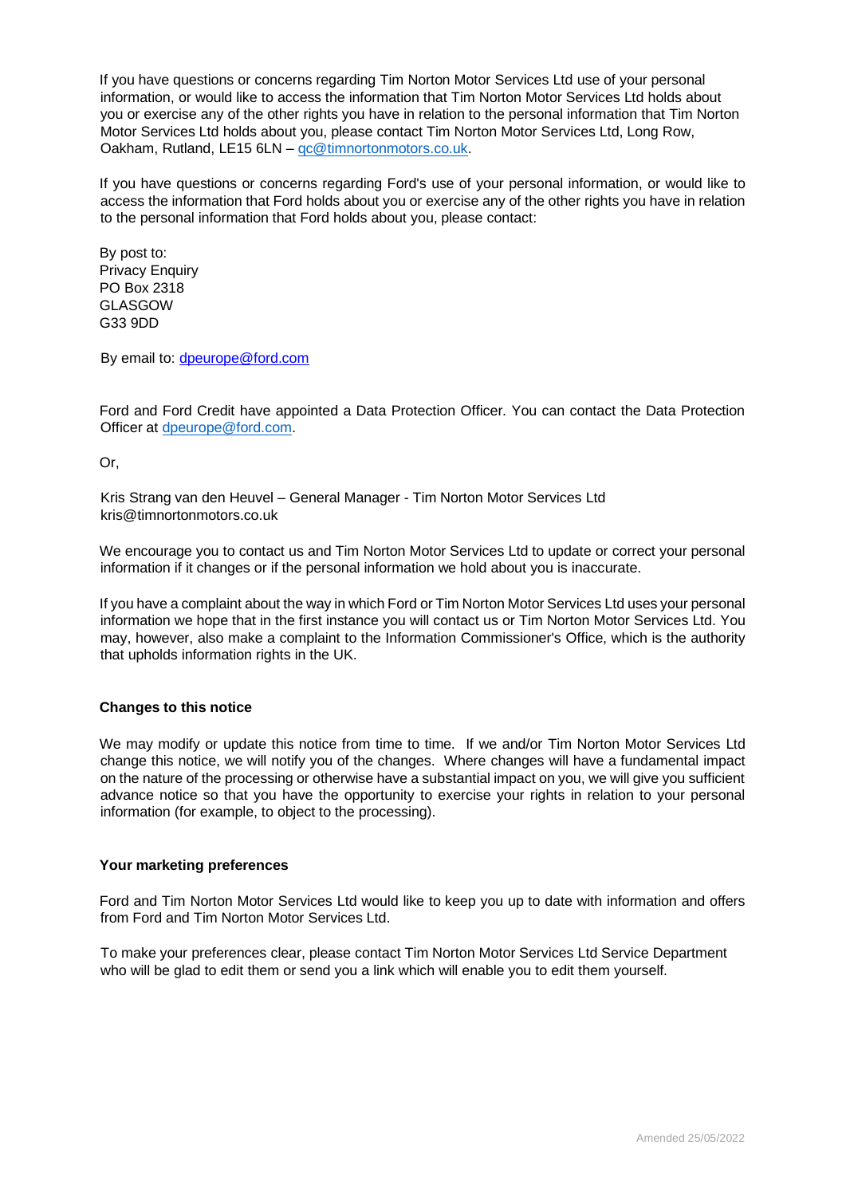If you have questions or concerns regarding Tim Norton Motor Services Ltd use of your personal information, or would like to access the information that Tim Norton Motor Services Ltd holds about you or exercise any of the other rights you have in relation to the personal information that Tim Norton Motor Services Ltd holds about you, please contact Tim Norton Motor Services Ltd, Long Row, Oakham, Rutland, LE15 6LN – qc@timnortonmotors.co.uk.

If you have questions or concerns regarding Ford's use of your personal information, or would like to access the information that Ford holds about you or exercise any of the other rights you have in relation to the personal information that Ford holds about you, please contact:

By post to:
Privacy Enquiry
PO Box 2318
GLASGOW
G33 9DD

By email to: dpeurope@ford.com

Ford and Ford Credit have appointed a Data Protection Officer. You can contact the Data Protection Officer at dpeurope@ford.com.

Or,

Kris Strang van den Heuvel – General Manager - Tim Norton Motor Services Ltd
kris@timnortonmotors.co.uk

We encourage you to contact us and Tim Norton Motor Services Ltd to update or correct your personal information if it changes or if the personal information we hold about you is inaccurate.

If you have a complaint about the way in which Ford or Tim Norton Motor Services Ltd uses your personal information we hope that in the first instance you will contact us or Tim Norton Motor Services Ltd. You may, however, also make a complaint to the Information Commissioner's Office, which is the authority that upholds information rights in the UK.

**Changes to this notice**

We may modify or update this notice from time to time. If we and/or Tim Norton Motor Services Ltd change this notice, we will notify you of the changes. Where changes will have a fundamental impact on the nature of the processing or otherwise have a substantial impact on you, we will give you sufficient advance notice so that you have the opportunity to exercise your rights in relation to your personal information (for example, to object to the processing).

**Your marketing preferences**

Ford and Tim Norton Motor Services Ltd would like to keep you up to date with information and offers from Ford and Tim Norton Motor Services Ltd.

To make your preferences clear, please contact Tim Norton Motor Services Ltd Service Department who will be glad to edit them or send you a link which will enable you to edit them yourself.

Amended 25/05/2022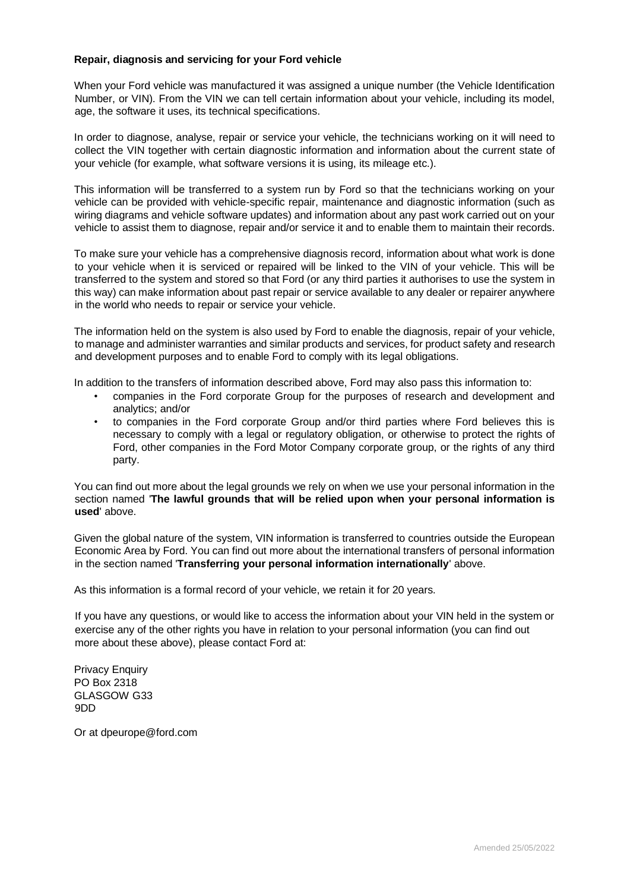**Repair, diagnosis and servicing for your Ford vehicle**

When your Ford vehicle was manufactured it was assigned a unique number (the Vehicle Identification Number, or VIN). From the VIN we can tell certain information about your vehicle, including its model, age, the software it uses, its technical specifications.

In order to diagnose, analyse, repair or service your vehicle, the technicians working on it will need to collect the VIN together with certain diagnostic information and information about the current state of your vehicle (for example, what software versions it is using, its mileage etc.).

This information will be transferred to a system run by Ford so that the technicians working on your vehicle can be provided with vehicle-specific repair, maintenance and diagnostic information (such as wiring diagrams and vehicle software updates) and information about any past work carried out on your vehicle to assist them to diagnose, repair and/or service it and to enable them to maintain their records.

To make sure your vehicle has a comprehensive diagnosis record, information about what work is done to your vehicle when it is serviced or repaired will be linked to the VIN of your vehicle. This will be transferred to the system and stored so that Ford (or any third parties it authorises to use the system in this way) can make information about past repair or service available to any dealer or repairer anywhere in the world who needs to repair or service your vehicle.

The information held on the system is also used by Ford to enable the diagnosis, repair of your vehicle, to manage and administer warranties and similar products and services, for product safety and research and development purposes and to enable Ford to comply with its legal obligations.

In addition to the transfers of information described above, Ford may also pass this information to:

- companies in the Ford corporate Group for the purposes of research and development and analytics; and/or
- to companies in the Ford corporate Group and/or third parties where Ford believes this is necessary to comply with a legal or regulatory obligation, or otherwise to protect the rights of Ford, other companies in the Ford Motor Company corporate group, or the rights of any third party.

You can find out more about the legal grounds we rely on when we use your personal information in the section named '**The lawful grounds that will be relied upon when your personal information is used**' above.

Given the global nature of the system, VIN information is transferred to countries outside the European Economic Area by Ford. You can find out more about the international transfers of personal information in the section named '**Transferring your personal information internationally**' above.

As this information is a formal record of your vehicle, we retain it for 20 years.

If you have any questions, or would like to access the information about your VIN held in the system or exercise any of the other rights you have in relation to your personal information (you can find out more about these above), please contact Ford at:

Privacy Enquiry
PO Box 2318
GLASGOW G33
9DD

Or at dpeurope@ford.com

Amended 25/05/2022